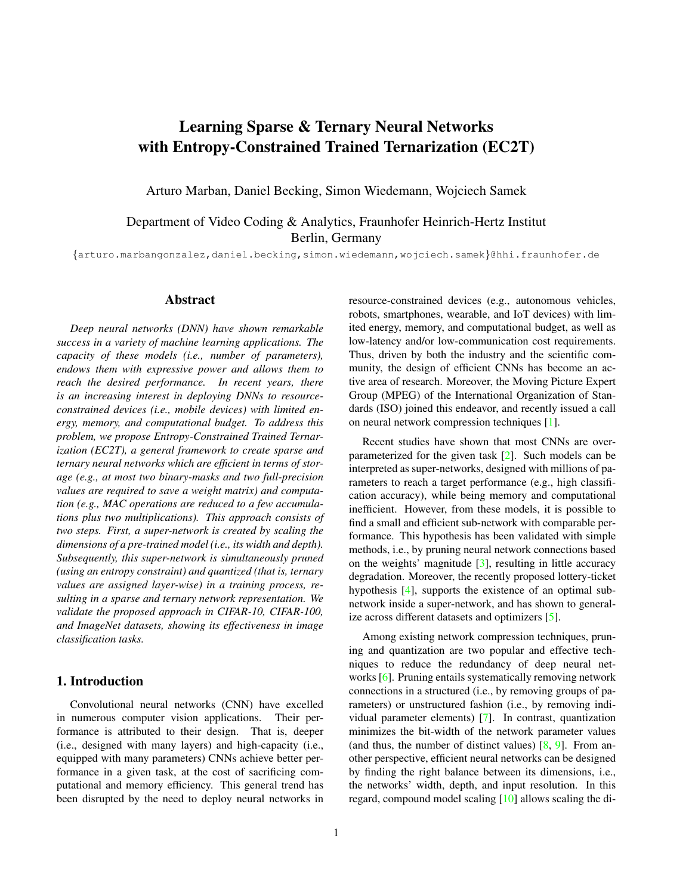# Learning Sparse & Ternary Neural Networks with Entropy-Constrained Trained Ternarization (EC2T)

Arturo Marban, Daniel Becking, Simon Wiedemann, Wojciech Samek

Department of Video Coding & Analytics, Fraunhofer Heinrich-Hertz Institut
Berlin, Germany

{arturo.marbangonzalez,daniel.becking,simon.wiedemann,wojciech.samek}@hhi.fraunhofer.de

## Abstract

*Deep neural networks (DNN) have shown remarkable success in a variety of machine learning applications. The capacity of these models (i.e., number of parameters), endows them with expressive power and allows them to reach the desired performance. In recent years, there is an increasing interest in deploying DNNs to resource-constrained devices (i.e., mobile devices) with limited energy, memory, and computational budget. To address this problem, we propose Entropy-Constrained Trained Ternarization (EC2T), a general framework to create sparse and ternary neural networks which are efficient in terms of storage (e.g., at most two binary-masks and two full-precision values are required to save a weight matrix) and computation (e.g., MAC operations are reduced to a few accumulations plus two multiplications). This approach consists of two steps. First, a super-network is created by scaling the dimensions of a pre-trained model (i.e., its width and depth). Subsequently, this super-network is simultaneously pruned (using an entropy constraint) and quantized (that is, ternary values are assigned layer-wise) in a training process, resulting in a sparse and ternary network representation. We validate the proposed approach in CIFAR-10, CIFAR-100, and ImageNet datasets, showing its effectiveness in image classification tasks.*

## 1. Introduction

Convolutional neural networks (CNN) have excelled in numerous computer vision applications. Their performance is attributed to their design. That is, deeper (i.e., designed with many layers) and high-capacity (i.e., equipped with many parameters) CNNs achieve better performance in a given task, at the cost of sacrificing computational and memory efficiency. This general trend has been disrupted by the need to deploy neural networks in resource-constrained devices (e.g., autonomous vehicles, robots, smartphones, wearable, and IoT devices) with limited energy, memory, and computational budget, as well as low-latency and/or low-communication cost requirements. Thus, driven by both the industry and the scientific community, the design of efficient CNNs has become an active area of research. Moreover, the Moving Picture Expert Group (MPEG) of the International Organization of Standards (ISO) joined this endeavor, and recently issued a call on neural network compression techniques [1].

Recent studies have shown that most CNNs are over-parameterized for the given task [2]. Such models can be interpreted as super-networks, designed with millions of parameters to reach a target performance (e.g., high classification accuracy), while being memory and computational inefficient. However, from these models, it is possible to find a small and efficient sub-network with comparable performance. This hypothesis has been validated with simple methods, i.e., by pruning neural network connections based on the weights' magnitude [3], resulting in little accuracy degradation. Moreover, the recently proposed lottery-ticket hypothesis [4], supports the existence of an optimal sub-network inside a super-network, and has shown to generalize across different datasets and optimizers [5].

Among existing network compression techniques, pruning and quantization are two popular and effective techniques to reduce the redundancy of deep neural networks [6]. Pruning entails systematically removing network connections in a structured (i.e., by removing groups of parameters) or unstructured fashion (i.e., by removing individual parameter elements) [7]. In contrast, quantization minimizes the bit-width of the network parameter values (and thus, the number of distinct values) [8, 9]. From another perspective, efficient neural networks can be designed by finding the right balance between its dimensions, i.e., the networks' width, depth, and input resolution. In this regard, compound model scaling [10] allows scaling the di-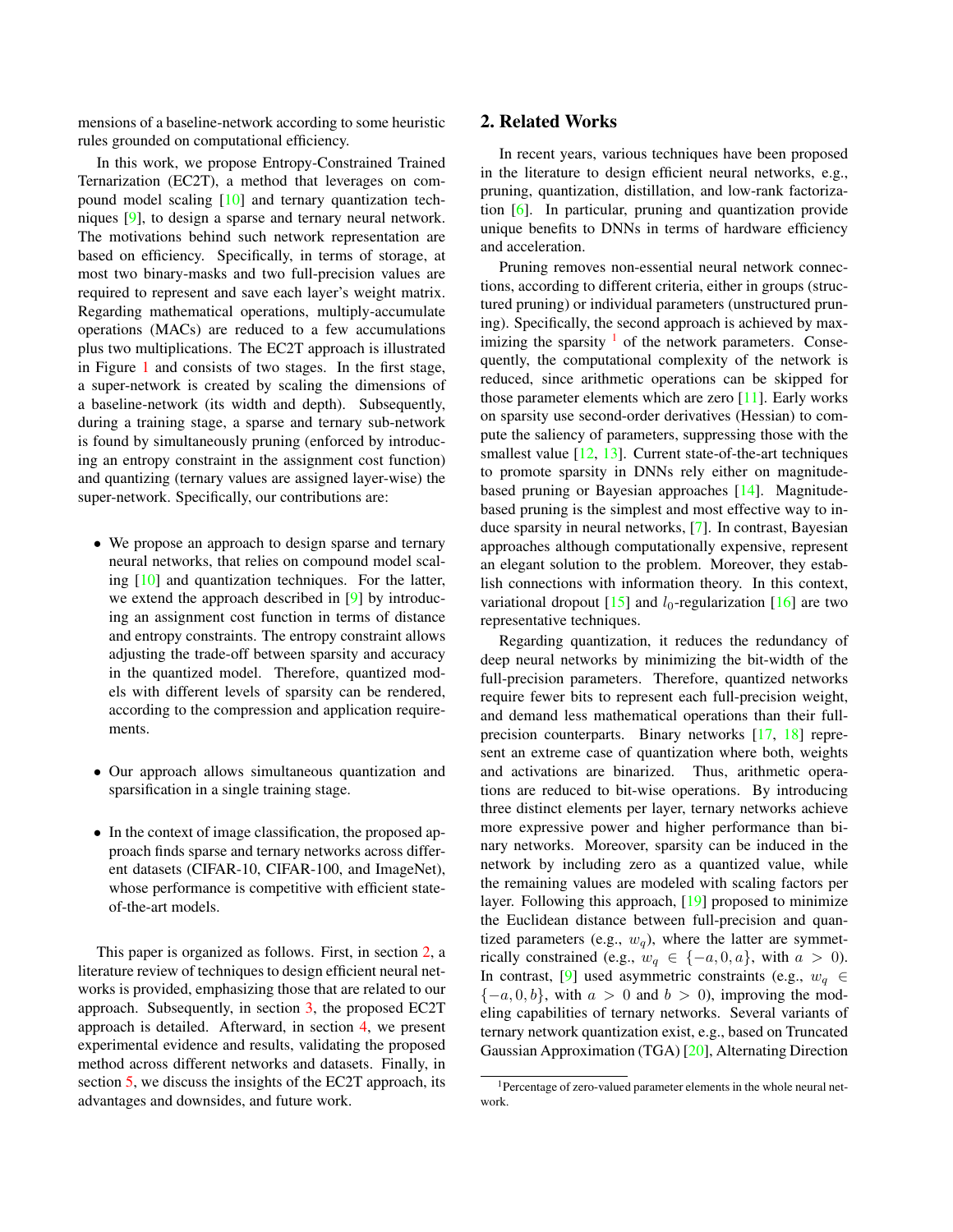mensions of a baseline-network according to some heuristic rules grounded on computational efficiency.

In this work, we propose Entropy-Constrained Trained Ternarization (EC2T), a method that leverages on compound model scaling [10] and ternary quantization techniques [9], to design a sparse and ternary neural network. The motivations behind such network representation are based on efficiency. Specifically, in terms of storage, at most two binary-masks and two full-precision values are required to represent and save each layer's weight matrix. Regarding mathematical operations, multiply-accumulate operations (MACs) are reduced to a few accumulations plus two multiplications. The EC2T approach is illustrated in Figure 1 and consists of two stages. In the first stage, a super-network is created by scaling the dimensions of a baseline-network (its width and depth). Subsequently, during a training stage, a sparse and ternary sub-network is found by simultaneously pruning (enforced by introducing an entropy constraint in the assignment cost function) and quantizing (ternary values are assigned layer-wise) the super-network. Specifically, our contributions are:

- We propose an approach to design sparse and ternary neural networks, that relies on compound model scaling [10] and quantization techniques. For the latter, we extend the approach described in [9] by introducing an assignment cost function in terms of distance and entropy constraints. The entropy constraint allows adjusting the trade-off between sparsity and accuracy in the quantized model. Therefore, quantized models with different levels of sparsity can be rendered, according to the compression and application requirements.
- Our approach allows simultaneous quantization and sparsification in a single training stage.
- In the context of image classification, the proposed approach finds sparse and ternary networks across different datasets (CIFAR-10, CIFAR-100, and ImageNet), whose performance is competitive with efficient state-of-the-art models.

This paper is organized as follows. First, in section 2, a literature review of techniques to design efficient neural networks is provided, emphasizing those that are related to our approach. Subsequently, in section 3, the proposed EC2T approach is detailed. Afterward, in section 4, we present experimental evidence and results, validating the proposed method across different networks and datasets. Finally, in section 5, we discuss the insights of the EC2T approach, its advantages and downsides, and future work.

## 2. Related Works

In recent years, various techniques have been proposed in the literature to design efficient neural networks, e.g., pruning, quantization, distillation, and low-rank factorization [6]. In particular, pruning and quantization provide unique benefits to DNNs in terms of hardware efficiency and acceleration.

Pruning removes non-essential neural network connections, according to different criteria, either in groups (structured pruning) or individual parameters (unstructured pruning). Specifically, the second approach is achieved by maximizing the sparsity [1] of the network parameters. Consequently, the computational complexity of the network is reduced, since arithmetic operations can be skipped for those parameter elements which are zero [11]. Early works on sparsity use second-order derivatives (Hessian) to compute the saliency of parameters, suppressing those with the smallest value [12, 13]. Current state-of-the-art techniques to promote sparsity in DNNs rely either on magnitude-based pruning or Bayesian approaches [14]. Magnitude-based pruning is the simplest and most effective way to induce sparsity in neural networks, [7]. In contrast, Bayesian approaches although computationally expensive, represent an elegant solution to the problem. Moreover, they establish connections with information theory. In this context, variational dropout [15] and $l_0$-regularization [16] are two representative techniques.

Regarding quantization, it reduces the redundancy of deep neural networks by minimizing the bit-width of the full-precision parameters. Therefore, quantized networks require fewer bits to represent each full-precision weight, and demand less mathematical operations than their full-precision counterparts. Binary networks [17, 18] represent an extreme case of quantization where both, weights and activations are binarized. Thus, arithmetic operations are reduced to bit-wise operations. By introducing three distinct elements per layer, ternary networks achieve more expressive power and higher performance than binary networks. Moreover, sparsity can be induced in the network by including zero as a quantized value, while the remaining values are modeled with scaling factors per layer. Following this approach, [19] proposed to minimize the Euclidean distance between full-precision and quantized parameters (e.g., $w_q$), where the latter are symmetrically constrained (e.g., $w_q \in \{-a, 0, a\}$, with $a > 0$). In contrast, [9] used asymmetric constraints (e.g., $w_q \in \{-a, 0, b\}$, with $a > 0$ and $b > 0$), improving the modeling capabilities of ternary networks. Several variants of ternary network quantization exist, e.g., based on Truncated Gaussian Approximation (TGA) [20], Alternating Direction

[1] Percentage of zero-valued parameter elements in the whole neural network.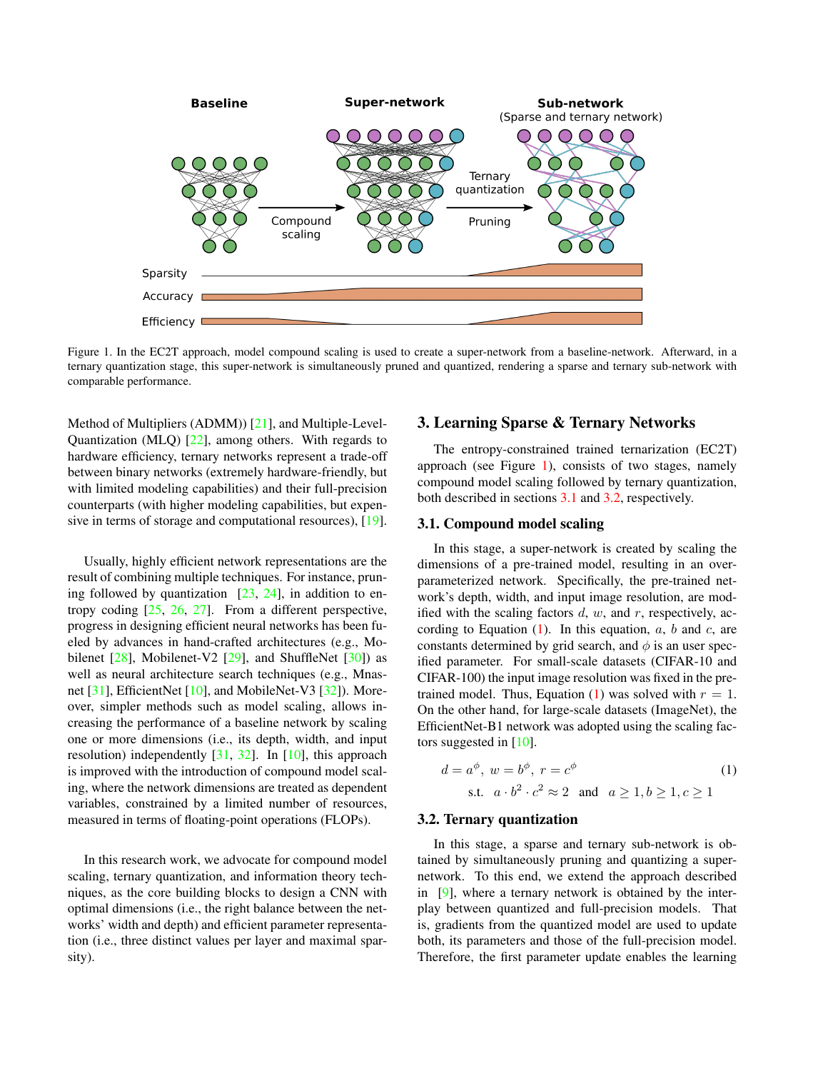Figure 1. In the EC2T approach, model compound scaling is used to create a super-network from a baseline-network. Afterward, in a ternary quantization stage, this super-network is simultaneously pruned and quantized, rendering a sparse and ternary sub-network with comparable performance.

Method of Multipliers (ADMM)) [21], and Multiple-Level-Quantization (MLQ) [22], among others. With regards to hardware efficiency, ternary networks represent a trade-off between binary networks (extremely hardware-friendly, but with limited modeling capabilities) and their full-precision counterparts (with higher modeling capabilities, but expensive in terms of storage and computational resources), [19].

Usually, highly efficient network representations are the result of combining multiple techniques. For instance, pruning followed by quantization [23, 24], in addition to entropy coding [25, 26, 27]. From a different perspective, progress in designing efficient neural networks has been fueled by advances in hand-crafted architectures (e.g., Mobilenet [28], Mobilenet-V2 [29], and ShuffleNet [30]) as well as neural architecture search techniques (e.g., Mnasnet [31], EfficientNet [10], and MobileNet-V3 [32]). Moreover, simpler methods such as model scaling, allows increasing the performance of a baseline network by scaling one or more dimensions (i.e., its depth, width, and input resolution) independently [31, 32]. In [10], this approach is improved with the introduction of compound model scaling, where the network dimensions are treated as dependent variables, constrained by a limited number of resources, measured in terms of floating-point operations (FLOPs).

In this research work, we advocate for compound model scaling, ternary quantization, and information theory techniques, as the core building blocks to design a CNN with optimal dimensions (i.e., the right balance between the networks' width and depth) and efficient parameter representation (i.e., three distinct values per layer and maximal sparsity).

## 3. Learning Sparse & Ternary Networks

The entropy-constrained trained ternarization (EC2T) approach (see Figure 1), consists of two stages, namely compound model scaling followed by ternary quantization, both described in sections 3.1 and 3.2, respectively.

### 3.1. Compound model scaling

In this stage, a super-network is created by scaling the dimensions of a pre-trained model, resulting in an over-parameterized network. Specifically, the pre-trained network's depth, width, and input image resolution, are modified with the scaling factors $d$, $w$, and $r$, respectively, according to Equation (1). In this equation, $a$, $b$ and $c$, are constants determined by grid search, and $\phi$ is an user specified parameter. For small-scale datasets (CIFAR-10 and CIFAR-100) the input image resolution was fixed in the pre-trained model. Thus, Equation (1) was solved with $r = 1$. On the other hand, for large-scale datasets (ImageNet), the EfficientNet-B1 network was adopted using the scaling factors suggested in [10].

$$d = a^{\phi},\ w = b^{\phi},\ r = c^{\phi} \qquad (1)$$
$$\text{s.t.} \quad a \cdot b^2 \cdot c^2 \approx 2 \quad \text{and} \quad a \geq 1, b \geq 1, c \geq 1$$

### 3.2. Ternary quantization

In this stage, a sparse and ternary sub-network is obtained by simultaneously pruning and quantizing a super-network. To this end, we extend the approach described in [9], where a ternary network is obtained by the interplay between quantized and full-precision models. That is, gradients from the quantized model are used to update both, its parameters and those of the full-precision model. Therefore, the first parameter update enables the learning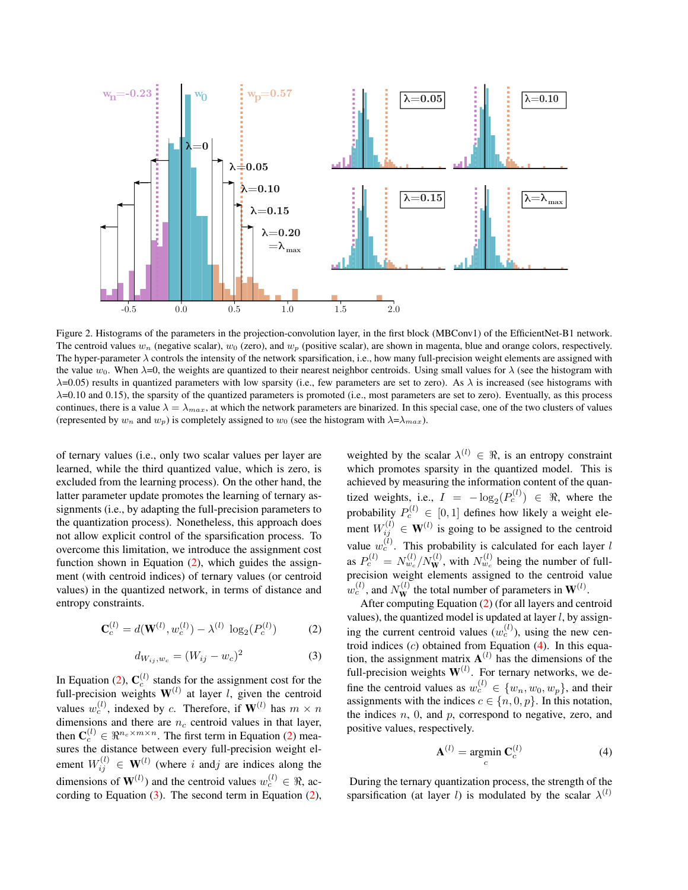Figure 2. Histograms of the parameters in the projection-convolution layer, in the first block (MBConv1) of the EfficientNet-B1 network. The centroid values $w_n$ (negative scalar), $w_0$ (zero), and $w_p$ (positive scalar), are shown in magenta, blue and orange colors, respectively. The hyper-parameter $\lambda$ controls the intensity of the network sparsification, i.e., how many full-precision weight elements are assigned with the value $w_0$. When $\lambda$=0, the weights are quantized to their nearest neighbor centroids. Using small values for $\lambda$ (see the histogram with $\lambda$=0.05) results in quantized parameters with low sparsity (i.e., few parameters are set to zero). As $\lambda$ is increased (see histograms with $\lambda$=0.10 and 0.15), the sparsity of the quantized parameters is promoted (i.e., most parameters are set to zero). Eventually, as this process continues, there is a value $\lambda = \lambda_{max}$, at which the network parameters are binarized. In this special case, one of the two clusters of values (represented by $w_n$ and $w_p$) is completely assigned to $w_0$ (see the histogram with $\lambda$=$\lambda_{max}$).

of ternary values (i.e., only two scalar values per layer are learned, while the third quantized value, which is zero, is excluded from the learning process). On the other hand, the latter parameter update promotes the learning of ternary assignments (i.e., by adapting the full-precision parameters to the quantization process). Nonetheless, this approach does not allow explicit control of the sparsification process. To overcome this limitation, we introduce the assignment cost function shown in Equation (2), which guides the assignment (with centroid indices) of ternary values (or centroid values) in the quantized network, in terms of distance and entropy constraints.

$$\mathbf{C}_c^{(l)} = d(\mathbf{W}^{(l)}, w_c^{(l)}) - \lambda^{(l)} \, \log_2(P_c^{(l)}) \tag{2}$$

$$d_{W_{ij}, w_c} = (W_{ij} - w_c)^2 \tag{3}$$

In Equation (2), $\mathbf{C}_c^{(l)}$ stands for the assignment cost for the full-precision weights $\mathbf{W}^{(l)}$ at layer $l$, given the centroid values $w_c^{(l)}$, indexed by $c$. Therefore, if $\mathbf{W}^{(l)}$ has $m \times n$ dimensions and there are $n_c$ centroid values in that layer, then $\mathbf{C}_c^{(l)} \in \Re^{n_c \times m \times n}$. The first term in Equation (2) measures the distance between every full-precision weight element $W_{ij}^{(l)} \in \mathbf{W}^{(l)}$ (where $i$ and $j$ are indices along the dimensions of $\mathbf{W}^{(l)}$) and the centroid values $w_c^{(l)} \in \Re$, according to Equation (3). The second term in Equation (2), weighted by the scalar $\lambda^{(l)} \in \Re$, is an entropy constraint which promotes sparsity in the quantized model. This is achieved by measuring the information content of the quantized weights, i.e., $I = -\log_2(P_c^{(l)}) \in \Re$, where the probability $P_c^{(l)} \in [0, 1]$ defines how likely a weight element $W_{ij}^{(l)} \in \mathbf{W}^{(l)}$ is going to be assigned to the centroid value $w_c^{(l)}$. This probability is calculated for each layer $l$ as $P_c^{(l)} = N_{w_c}^{(l)} / N_{\mathbf{W}}^{(l)}$, with $N_{w_c}^{(l)}$ being the number of full-precision weight elements assigned to the centroid value $w_c^{(l)}$, and $N_{\mathbf{W}}^{(l)}$ the total number of parameters in $\mathbf{W}^{(l)}$.

After computing Equation (2) (for all layers and centroid values), the quantized model is updated at layer $l$, by assigning the current centroid values ($w_c^{(l)}$), using the new centroid indices ($c$) obtained from Equation (4). In this equation, the assignment matrix $\mathbf{A}^{(l)}$ has the dimensions of the full-precision weights $\mathbf{W}^{(l)}$. For ternary networks, we define the centroid values as $w_c^{(l)} \in \{w_n, w_0, w_p\}$, and their assignments with the indices $c \in \{n, 0, p\}$. In this notation, the indices $n$, $0$, and $p$, correspond to negative, zero, and positive values, respectively.

$$\mathbf{A}^{(l)} = \underset{c}{\text{argmin}} \; \mathbf{C}_c^{(l)} \tag{4}$$

During the ternary quantization process, the strength of the sparsification (at layer $l$) is modulated by the scalar $\lambda^{(l)}$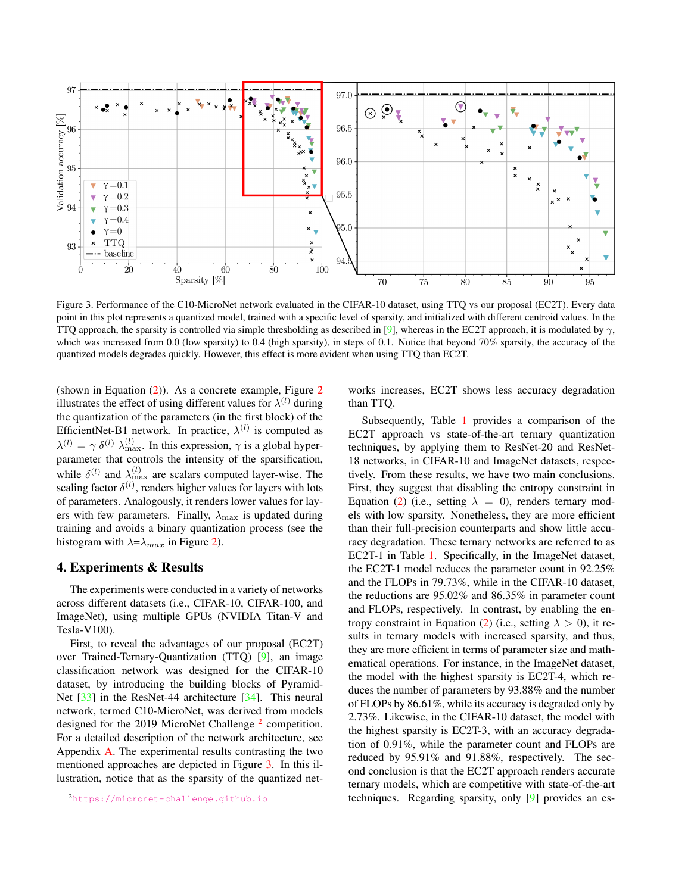Figure 3. Performance of the C10-MicroNet network evaluated in the CIFAR-10 dataset, using TTQ vs our proposal (EC2T). Every data point in this plot represents a quantized model, trained with a specific level of sparsity, and initialized with different centroid values. In the TTQ approach, the sparsity is controlled via simple thresholding as described in [9], whereas in the EC2T approach, it is modulated by $\gamma$, which was increased from 0.0 (low sparsity) to 0.4 (high sparsity), in steps of 0.1. Notice that beyond 70% sparsity, the accuracy of the quantized models degrades quickly. However, this effect is more evident when using TTQ than EC2T.

(shown in Equation (2)). As a concrete example, Figure 2 illustrates the effect of using different values for $\lambda^{(l)}$ during the quantization of the parameters (in the first block) of the EfficientNet-B1 network. In practice, $\lambda^{(l)}$ is computed as $\lambda^{(l)} = \gamma \ \delta^{(l)} \ \lambda^{(l)}_{\max}$. In this expression, $\gamma$ is a global hyper-parameter that controls the intensity of the sparsification, while $\delta^{(l)}$ and $\lambda^{(l)}_{\max}$ are scalars computed layer-wise. The scaling factor $\delta^{(l)}$, renders higher values for layers with lots of parameters. Analogously, it renders lower values for layers with few parameters. Finally, $\lambda_{\max}$ is updated during training and avoids a binary quantization process (see the histogram with $\lambda$=$\lambda_{max}$ in Figure 2).

## 4. Experiments & Results

The experiments were conducted in a variety of networks across different datasets (i.e., CIFAR-10, CIFAR-100, and ImageNet), using multiple GPUs (NVIDIA Titan-V and Tesla-V100).

First, to reveal the advantages of our proposal (EC2T) over Trained-Ternary-Quantization (TTQ) [9], an image classification network was designed for the CIFAR-10 dataset, by introducing the building blocks of Pyramid-Net [33] in the ResNet-44 architecture [34]. This neural network, termed C10-MicroNet, was derived from models designed for the 2019 MicroNet Challenge [2] competition. For a detailed description of the network architecture, see Appendix A. The experimental results contrasting the two mentioned approaches are depicted in Figure 3. In this illustration, notice that as the sparsity of the quantized networks increases, EC2T shows less accuracy degradation than TTQ.

Subsequently, Table 1 provides a comparison of the EC2T approach vs state-of-the-art ternary quantization techniques, by applying them to ResNet-20 and ResNet-18 networks, in CIFAR-10 and ImageNet datasets, respectively. From these results, we have two main conclusions. First, they suggest that disabling the entropy constraint in Equation (2) (i.e., setting $\lambda = 0$), renders ternary models with low sparsity. Nonetheless, they are more efficient than their full-precision counterparts and show little accuracy degradation. These ternary networks are referred to as EC2T-1 in Table 1. Specifically, in the ImageNet dataset, the EC2T-1 model reduces the parameter count in 92.25% and the FLOPs in 79.73%, while in the CIFAR-10 dataset, the reductions are 95.02% and 86.35% in parameter count and FLOPs, respectively. In contrast, by enabling the entropy constraint in Equation (2) (i.e., setting $\lambda > 0$), it results in ternary models with increased sparsity, and thus, they are more efficient in terms of parameter size and mathematical operations. For instance, in the ImageNet dataset, the model with the highest sparsity is EC2T-4, which reduces the number of parameters by 93.88% and the number of FLOPs by 86.61%, while its accuracy is degraded only by 2.73%. Likewise, in the CIFAR-10 dataset, the model with the highest sparsity is EC2T-3, with an accuracy degradation of 0.91%, while the parameter count and FLOPs are reduced by 95.91% and 91.88%, respectively. The second conclusion is that the EC2T approach renders accurate ternary models, which are competitive with state-of-the-art techniques. Regarding sparsity, only [9] provides an es-

[2] https://micronet-challenge.github.io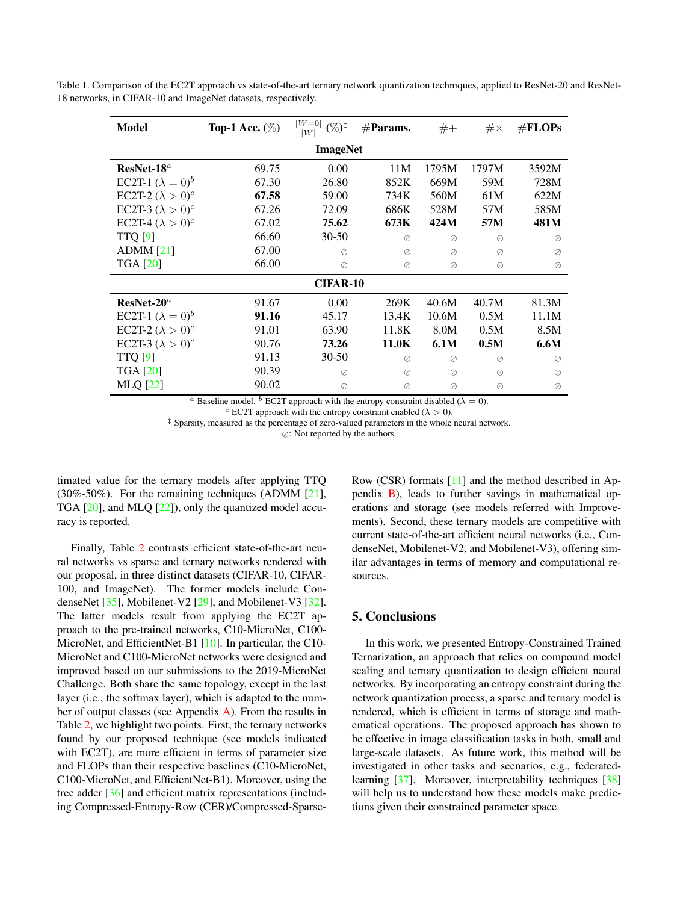Table 1. Comparison of the EC2T approach vs state-of-the-art ternary network quantization techniques, applied to ResNet-20 and ResNet-18 networks, in CIFAR-10 and ImageNet datasets, respectively.

| Model | Top-1 Acc. (%) | $\frac{\|W=0\|}{\|W\|}$ (%)‡ | #Params. | #+ | #× | #FLOPs |
|---|---|---|---|---|---|---|
| | | **ImageNet** | | | | |
| **ResNet-18**[a] | 69.75 | 0.00 | 11M | 1795M | 1797M | 3592M |
| EC2T-1 ($\lambda = 0$)[b] | 67.30 | 26.80 | 852K | 669M | 59M | 728M |
| EC2T-2 ($\lambda > 0$)[c] | **67.58** | 59.00 | 734K | 560M | 61M | 622M |
| EC2T-3 ($\lambda > 0$)[c] | 67.26 | 72.09 | 686K | 528M | 57M | 585M |
| EC2T-4 ($\lambda > 0$)[c] | 67.02 | **75.62** | **673K** | **424M** | **57M** | **481M** |
| TTQ [9] | 66.60 | 30-50 | ⊘ | ⊘ | ⊘ | ⊘ |
| ADMM [21] | 67.00 | ⊘ | ⊘ | ⊘ | ⊘ | ⊘ |
| TGA [20] | 66.00 | ⊘ | ⊘ | ⊘ | ⊘ | ⊘ |
| | | **CIFAR-10** | | | | |
| **ResNet-20**[a] | 91.67 | 0.00 | 269K | 40.6M | 40.7M | 81.3M |
| EC2T-1 ($\lambda = 0$)[b] | **91.16** | 45.17 | 13.4K | 10.6M | 0.5M | 11.1M |
| EC2T-2 ($\lambda > 0$)[c] | 91.01 | 63.90 | 11.8K | 8.0M | 0.5M | 8.5M |
| EC2T-3 ($\lambda > 0$)[c] | 90.76 | **73.26** | **11.0K** | **6.1M** | **0.5M** | **6.6M** |
| TTQ [9] | 91.13 | 30-50 | ⊘ | ⊘ | ⊘ | ⊘ |
| TGA [20] | 90.39 | ⊘ | ⊘ | ⊘ | ⊘ | ⊘ |
| MLQ [22] | 90.02 | ⊘ | ⊘ | ⊘ | ⊘ | ⊘ |

[a] Baseline model. [b] EC2T approach with the entropy constraint disabled ($\lambda = 0$).
[c] EC2T approach with the entropy constraint enabled ($\lambda > 0$).
‡ Sparsity, measured as the percentage of zero-valued parameters in the whole neural network.
⊘: Not reported by the authors.

timated value for the ternary models after applying TTQ (30%-50%). For the remaining techniques (ADMM [21], TGA [20], and MLQ [22]), only the quantized model accuracy is reported.

Finally, Table 2 contrasts efficient state-of-the-art neural networks vs sparse and ternary networks rendered with our proposal, in three distinct datasets (CIFAR-10, CIFAR-100, and ImageNet). The former models include CondenseNet [35], Mobilenet-V2 [29], and Mobilenet-V3 [32]. The latter models result from applying the EC2T approach to the pre-trained networks, C10-MicroNet, C100-MicroNet, and EfficientNet-B1 [10]. In particular, the C10-MicroNet and C100-MicroNet networks were designed and improved based on our submissions to the 2019-MicroNet Challenge. Both share the same topology, except in the last layer (i.e., the softmax layer), which is adapted to the number of output classes (see Appendix A). From the results in Table 2, we highlight two points. First, the ternary networks found by our proposed technique (see models indicated with EC2T), are more efficient in terms of parameter size and FLOPs than their respective baselines (C10-MicroNet, C100-MicroNet, and EfficientNet-B1). Moreover, using the tree adder [36] and efficient matrix representations (including Compressed-Entropy-Row (CER)/Compressed-Sparse-Row (CSR) formats [11] and the method described in Appendix B), leads to further savings in mathematical operations and storage (see models referred with Improvements). Second, these ternary models are competitive with current state-of-the-art efficient neural networks (i.e., CondenseNet, Mobilenet-V2, and Mobilenet-V3), offering similar advantages in terms of memory and computational resources.

## 5. Conclusions

In this work, we presented Entropy-Constrained Trained Ternarization, an approach that relies on compound model scaling and ternary quantization to design efficient neural networks. By incorporating an entropy constraint during the network quantization process, a sparse and ternary model is rendered, which is efficient in terms of storage and mathematical operations. The proposed approach has shown to be effective in image classification tasks in both, small and large-scale datasets. As future work, this method will be investigated in other tasks and scenarios, e.g., federated-learning [37]. Moreover, interpretability techniques [38] will help us to understand how these models make predictions given their constrained parameter space.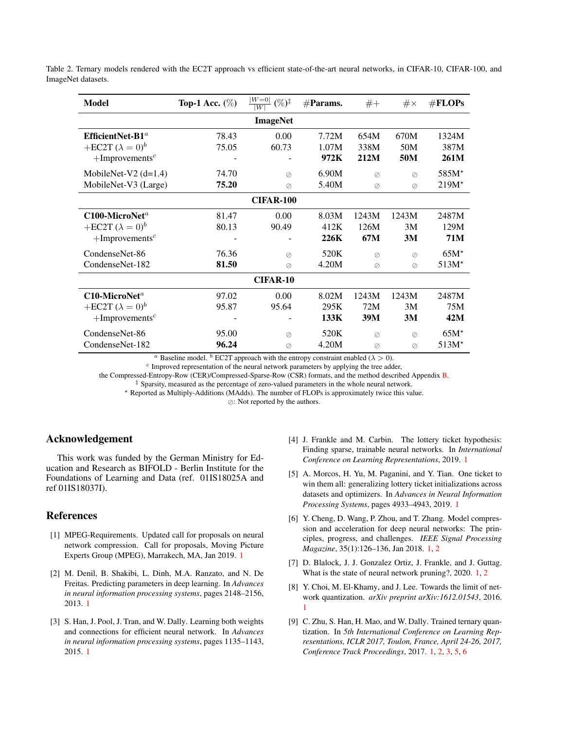Table 2. Ternary models rendered with the EC2T approach vs efficient state-of-the-art neural networks, in CIFAR-10, CIFAR-100, and ImageNet datasets.

| Model | Top-1 Acc. (%) | $\frac{\lvert W=0 \rvert}{\lvert W \rvert}$ (%)[‡] | #Params. | #+ | #× | #FLOPs |
|---|---|---|---|---|---|---|
| | | | **ImageNet** | | | |
| **EfficientNet-B1**[a] | 78.43 | 0.00 | 7.72M | 654M | 670M | 1324M |
| +EC2T ($\lambda = 0$)[b] | 75.05 | 60.73 | 1.07M | 338M | 50M | 387M |
| +Improvements[c] | - | - | **972K** | **212M** | **50M** | **261M** |
| MobileNet-V2 (d=1.4) | 74.70 | ⊘ | 6.90M | ⊘ | ⊘ | 585M[⋆] |
| MobileNet-V3 (Large) | **75.20** | ⊘ | 5.40M | ⊘ | ⊘ | 219M[⋆] |
| | | | **CIFAR-100** | | | |
| **C100-MicroNet**[a] | 81.47 | 0.00 | 8.03M | 1243M | 1243M | 2487M |
| +EC2T ($\lambda = 0$)[b] | 80.13 | 90.49 | 412K | 126M | 3M | 129M |
| +Improvements[c] | - | - | **226K** | **67M** | **3M** | **71M** |
| CondenseNet-86 | 76.36 | ⊘ | 520K | ⊘ | ⊘ | 65M[⋆] |
| CondenseNet-182 | **81.50** | ⊘ | 4.20M | ⊘ | ⊘ | 513M[⋆] |
| | | | **CIFAR-10** | | | |
| **C10-MicroNet**[a] | 97.02 | 0.00 | 8.02M | 1243M | 1243M | 2487M |
| +EC2T ($\lambda = 0$)[b] | 95.87 | 95.64 | 295K | 72M | 3M | 75M |
| +Improvements[c] | - | - | **133K** | **39M** | **3M** | **42M** |
| CondenseNet-86 | 95.00 | ⊘ | 520K | ⊘ | ⊘ | 65M[⋆] |
| CondenseNet-182 | **96.24** | ⊘ | 4.20M | ⊘ | ⊘ | 513M[⋆] |

[a] Baseline model. [b] EC2T approach with the entropy constraint enabled ($\lambda > 0$).
[c] Improved representation of the neural network parameters by applying the tree adder, the Compressed-Entropy-Row (CER)/Compressed-Sparse-Row (CSR) formats, and the method described Appendix B.
[‡] Sparsity, measured as the percentage of zero-valued parameters in the whole neural network.
[⋆] Reported as Multiply-Additions (MAdds). The number of FLOPs is approximately twice this value.
⊘: Not reported by the authors.

## Acknowledgement

This work was funded by the German Ministry for Education and Research as BIFOLD - Berlin Institute for the Foundations of Learning and Data (ref. 01IS18025A and ref 01IS18037I).

## References

[1] MPEG-Requirements. Updated call for proposals on neural network compression. Call for proposals, Moving Picture Experts Group (MPEG), Marrakech, MA, Jan 2019. 1

[2] M. Denil, B. Shakibi, L. Dinh, M.A. Ranzato, and N. De Freitas. Predicting parameters in deep learning. In *Advances in neural information processing systems*, pages 2148–2156, 2013. 1

[3] S. Han, J. Pool, J. Tran, and W. Dally. Learning both weights and connections for efficient neural network. In *Advances in neural information processing systems*, pages 1135–1143, 2015. 1

[4] J. Frankle and M. Carbin. The lottery ticket hypothesis: Finding sparse, trainable neural networks. In *International Conference on Learning Representations*, 2019. 1

[5] A. Morcos, H. Yu, M. Paganini, and Y. Tian. One ticket to win them all: generalizing lottery ticket initializations across datasets and optimizers. In *Advances in Neural Information Processing Systems*, pages 4933–4943, 2019. 1

[6] Y. Cheng, D. Wang, P. Zhou, and T. Zhang. Model compression and acceleration for deep neural networks: The principles, progress, and challenges. *IEEE Signal Processing Magazine*, 35(1):126–136, Jan 2018. 1, 2

[7] D. Blalock, J. J. Gonzalez Ortiz, J. Frankle, and J. Guttag. What is the state of neural network pruning?, 2020. 1, 2

[8] Y. Choi, M. El-Khamy, and J. Lee. Towards the limit of network quantization. *arXiv preprint arXiv:1612.01543*, 2016. 1

[9] C. Zhu, S. Han, H. Mao, and W. Dally. Trained ternary quantization. In *5th International Conference on Learning Representations, ICLR 2017, Toulon, France, April 24-26, 2017, Conference Track Proceedings*, 2017. 1, 2, 3, 5, 6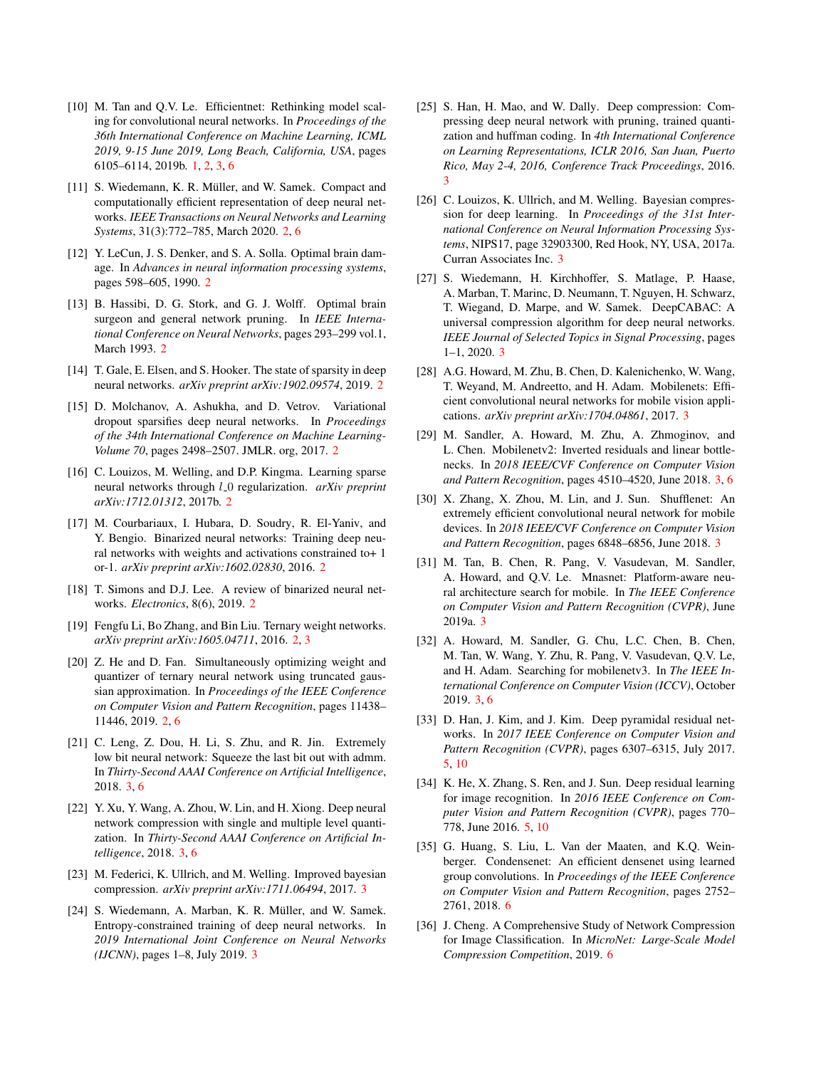[10] M. Tan and Q.V. Le. Efficientnet: Rethinking model scaling for convolutional neural networks. In *Proceedings of the 36th International Conference on Machine Learning, ICML 2019, 9-15 June 2019, Long Beach, California, USA*, pages 6105–6114, 2019b. 1, 2, 3, 6

[11] S. Wiedemann, K. R. Müller, and W. Samek. Compact and computationally efficient representation of deep neural networks. *IEEE Transactions on Neural Networks and Learning Systems*, 31(3):772–785, March 2020. 2, 6

[12] Y. LeCun, J. S. Denker, and S. A. Solla. Optimal brain damage. In *Advances in neural information processing systems*, pages 598–605, 1990. 2

[13] B. Hassibi, D. G. Stork, and G. J. Wolff. Optimal brain surgeon and general network pruning. In *IEEE International Conference on Neural Networks*, pages 293–299 vol.1, March 1993. 2

[14] T. Gale, E. Elsen, and S. Hooker. The state of sparsity in deep neural networks. *arXiv preprint arXiv:1902.09574*, 2019. 2

[15] D. Molchanov, A. Ashukha, and D. Vetrov. Variational dropout sparsifies deep neural networks. In *Proceedings of the 34th International Conference on Machine Learning-Volume 70*, pages 2498–2507. JMLR. org, 2017. 2

[16] C. Louizos, M. Welling, and D.P. Kingma. Learning sparse neural networks through $l\_0$ regularization. *arXiv preprint arXiv:1712.01312*, 2017b. 2

[17] M. Courbariaux, I. Hubara, D. Soudry, R. El-Yaniv, and Y. Bengio. Binarized neural networks: Training deep neural networks with weights and activations constrained to+ 1 or-1. *arXiv preprint arXiv:1602.02830*, 2016. 2

[18] T. Simons and D.J. Lee. A review of binarized neural networks. *Electronics*, 8(6), 2019. 2

[19] Fengfu Li, Bo Zhang, and Bin Liu. Ternary weight networks. *arXiv preprint arXiv:1605.04711*, 2016. 2, 3

[20] Z. He and D. Fan. Simultaneously optimizing weight and quantizer of ternary neural network using truncated gaussian approximation. In *Proceedings of the IEEE Conference on Computer Vision and Pattern Recognition*, pages 11438–11446, 2019. 2, 6

[21] C. Leng, Z. Dou, H. Li, S. Zhu, and R. Jin. Extremely low bit neural network: Squeeze the last bit out with admm. In *Thirty-Second AAAI Conference on Artificial Intelligence*, 2018. 3, 6

[22] Y. Xu, Y. Wang, A. Zhou, W. Lin, and H. Xiong. Deep neural network compression with single and multiple level quantization. In *Thirty-Second AAAI Conference on Artificial Intelligence*, 2018. 3, 6

[23] M. Federici, K. Ullrich, and M. Welling. Improved bayesian compression. *arXiv preprint arXiv:1711.06494*, 2017. 3

[24] S. Wiedemann, A. Marban, K. R. Müller, and W. Samek. Entropy-constrained training of deep neural networks. In *2019 International Joint Conference on Neural Networks (IJCNN)*, pages 1–8, July 2019. 3

[25] S. Han, H. Mao, and W. Dally. Deep compression: Compressing deep neural network with pruning, trained quantization and huffman coding. In *4th International Conference on Learning Representations, ICLR 2016, San Juan, Puerto Rico, May 2-4, 2016, Conference Track Proceedings*, 2016. 3

[26] C. Louizos, K. Ullrich, and M. Welling. Bayesian compression for deep learning. In *Proceedings of the 31st International Conference on Neural Information Processing Systems*, NIPS17, page 32903300, Red Hook, NY, USA, 2017a. Curran Associates Inc. 3

[27] S. Wiedemann, H. Kirchhoffer, S. Matlage, P. Haase, A. Marban, T. Marinc, D. Neumann, T. Nguyen, H. Schwarz, T. Wiegand, D. Marpe, and W. Samek. DeepCABAC: A universal compression algorithm for deep neural networks. *IEEE Journal of Selected Topics in Signal Processing*, pages 1–1, 2020. 3

[28] A.G. Howard, M. Zhu, B. Chen, D. Kalenichenko, W. Wang, T. Weyand, M. Andreetto, and H. Adam. Mobilenets: Efficient convolutional neural networks for mobile vision applications. *arXiv preprint arXiv:1704.04861*, 2017. 3

[29] M. Sandler, A. Howard, M. Zhu, A. Zhmoginov, and L. Chen. Mobilenetv2: Inverted residuals and linear bottlenecks. In *2018 IEEE/CVF Conference on Computer Vision and Pattern Recognition*, pages 4510–4520, June 2018. 3, 6

[30] X. Zhang, X. Zhou, M. Lin, and J. Sun. Shufflenet: An extremely efficient convolutional neural network for mobile devices. In *2018 IEEE/CVF Conference on Computer Vision and Pattern Recognition*, pages 6848–6856, June 2018. 3

[31] M. Tan, B. Chen, R. Pang, V. Vasudevan, M. Sandler, A. Howard, and Q.V. Le. Mnasnet: Platform-aware neural architecture search for mobile. In *The IEEE Conference on Computer Vision and Pattern Recognition (CVPR)*, June 2019a. 3

[32] A. Howard, M. Sandler, G. Chu, L.C. Chen, B. Chen, M. Tan, W. Wang, Y. Zhu, R. Pang, V. Vasudevan, Q.V. Le, and H. Adam. Searching for mobilenetv3. In *The IEEE International Conference on Computer Vision (ICCV)*, October 2019. 3, 6

[33] D. Han, J. Kim, and J. Kim. Deep pyramidal residual networks. In *2017 IEEE Conference on Computer Vision and Pattern Recognition (CVPR)*, pages 6307–6315, July 2017. 5, 10

[34] K. He, X. Zhang, S. Ren, and J. Sun. Deep residual learning for image recognition. In *2016 IEEE Conference on Computer Vision and Pattern Recognition (CVPR)*, pages 770–778, June 2016. 5, 10

[35] G. Huang, S. Liu, L. Van der Maaten, and K.Q. Weinberger. Condensenet: An efficient densenet using learned group convolutions. In *Proceedings of the IEEE Conference on Computer Vision and Pattern Recognition*, pages 2752–2761, 2018. 6

[36] J. Cheng. A Comprehensive Study of Network Compression for Image Classification. In *MicroNet: Large-Scale Model Compression Competition*, 2019. 6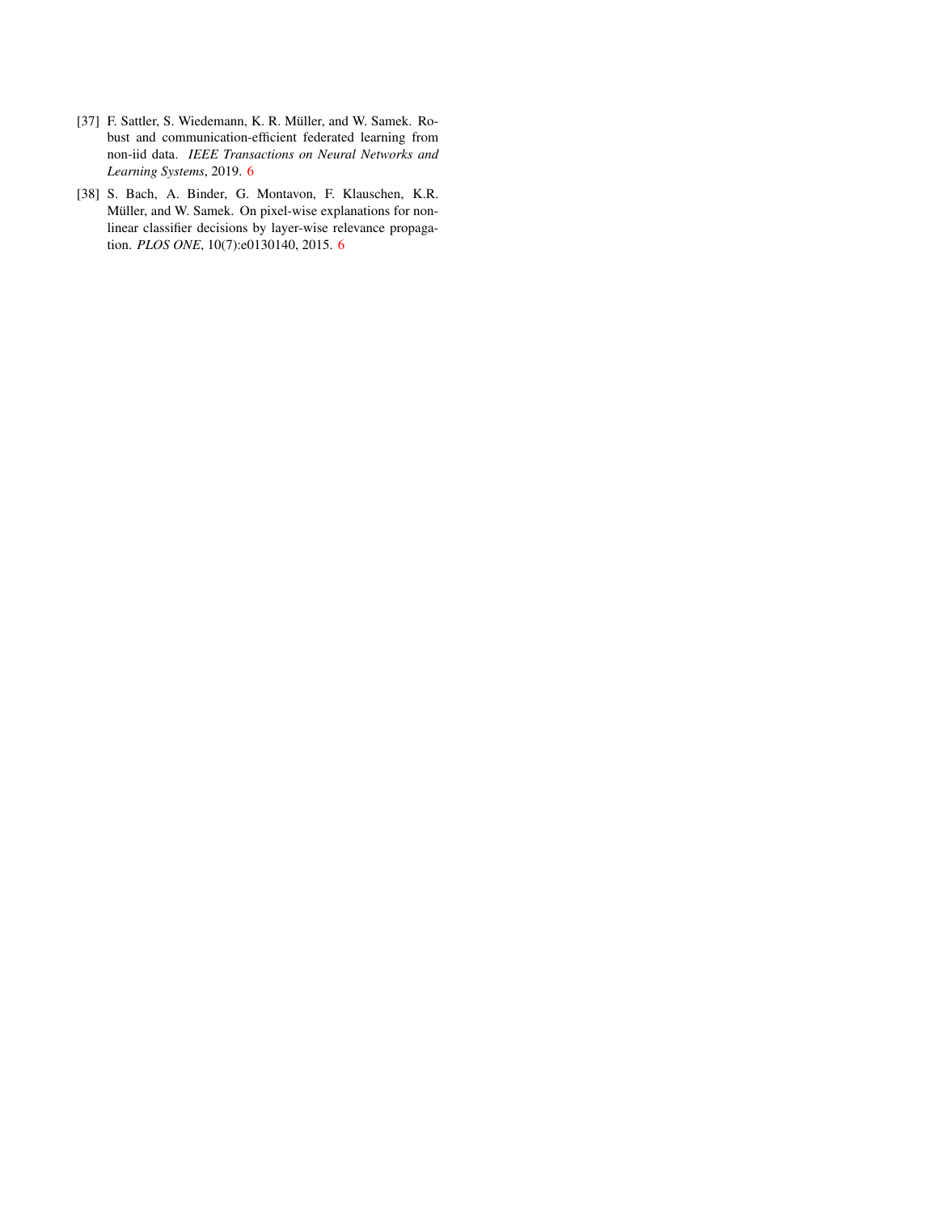[37] F. Sattler, S. Wiedemann, K. R. Müller, and W. Samek. Robust and communication-efficient federated learning from non-iid data. *IEEE Transactions on Neural Networks and Learning Systems*, 2019. 6

[38] S. Bach, A. Binder, G. Montavon, F. Klauschen, K.R. Müller, and W. Samek. On pixel-wise explanations for non-linear classifier decisions by layer-wise relevance propagation. *PLOS ONE*, 10(7):e0130140, 2015. 6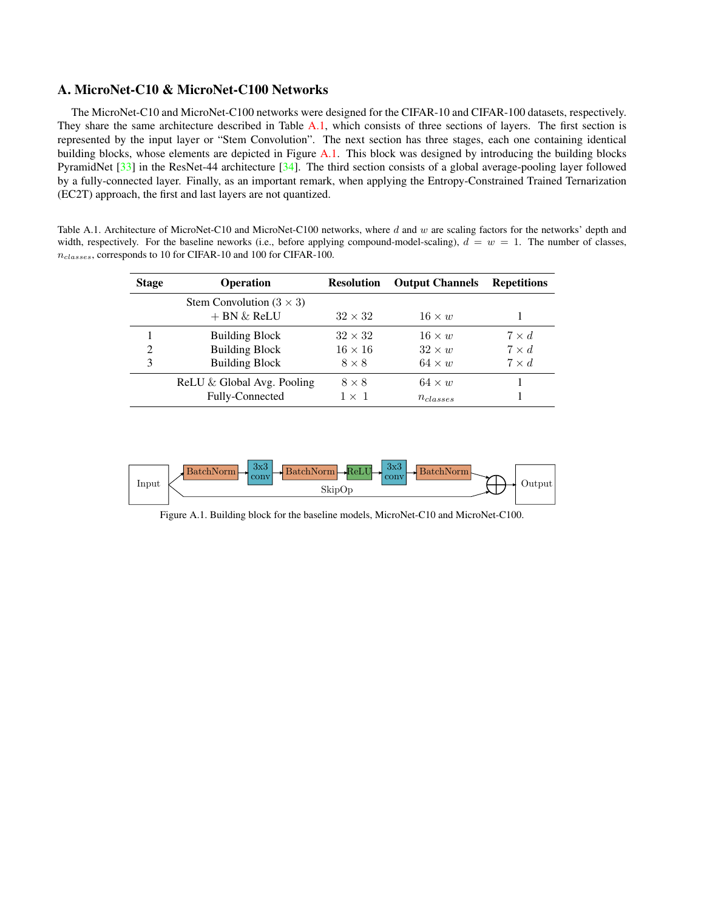## A. MicroNet-C10 & MicroNet-C100 Networks

The MicroNet-C10 and MicroNet-C100 networks were designed for the CIFAR-10 and CIFAR-100 datasets, respectively. They share the same architecture described in Table A.1, which consists of three sections of layers. The first section is represented by the input layer or "Stem Convolution". The next section has three stages, each one containing identical building blocks, whose elements are depicted in Figure A.1. This block was designed by introducing the building blocks PyramidNet [33] in the ResNet-44 architecture [34]. The third section consists of a global average-pooling layer followed by a fully-connected layer. Finally, as an important remark, when applying the Entropy-Constrained Trained Ternarization (EC2T) approach, the first and last layers are not quantized.

Table A.1. Architecture of MicroNet-C10 and MicroNet-C100 networks, where $d$ and $w$ are scaling factors for the networks' depth and width, respectively. For the baseline neworks (i.e., before applying compound-model-scaling), $d = w = 1$. The number of classes, $n_{classes}$, corresponds to 10 for CIFAR-10 and 100 for CIFAR-100.

| Stage | Operation | Resolution | Output Channels | Repetitions |
|---|---|---|---|---|
| | Stem Convolution ($3 \times 3$) + BN & ReLU | $32 \times 32$ | $16 \times w$ | 1 |
| 1 | Building Block | $32 \times 32$ | $16 \times w$ | $7 \times d$ |
| 2 | Building Block | $16 \times 16$ | $32 \times w$ | $7 \times d$ |
| 3 | Building Block | $8 \times 8$ | $64 \times w$ | $7 \times d$ |
| | ReLU & Global Avg. Pooling | $8 \times 8$ | $64 \times w$ | 1 |
| | Fully-Connected | $1 \times 1$ | $n_{classes}$ | 1 |

Input → BatchNorm → 3x3 conv → BatchNorm → ReLU → 3x3 conv → BatchNorm → ⊕ → Output (SkipOp from Input to ⊕)

Figure A.1. Building block for the baseline models, MicroNet-C10 and MicroNet-C100.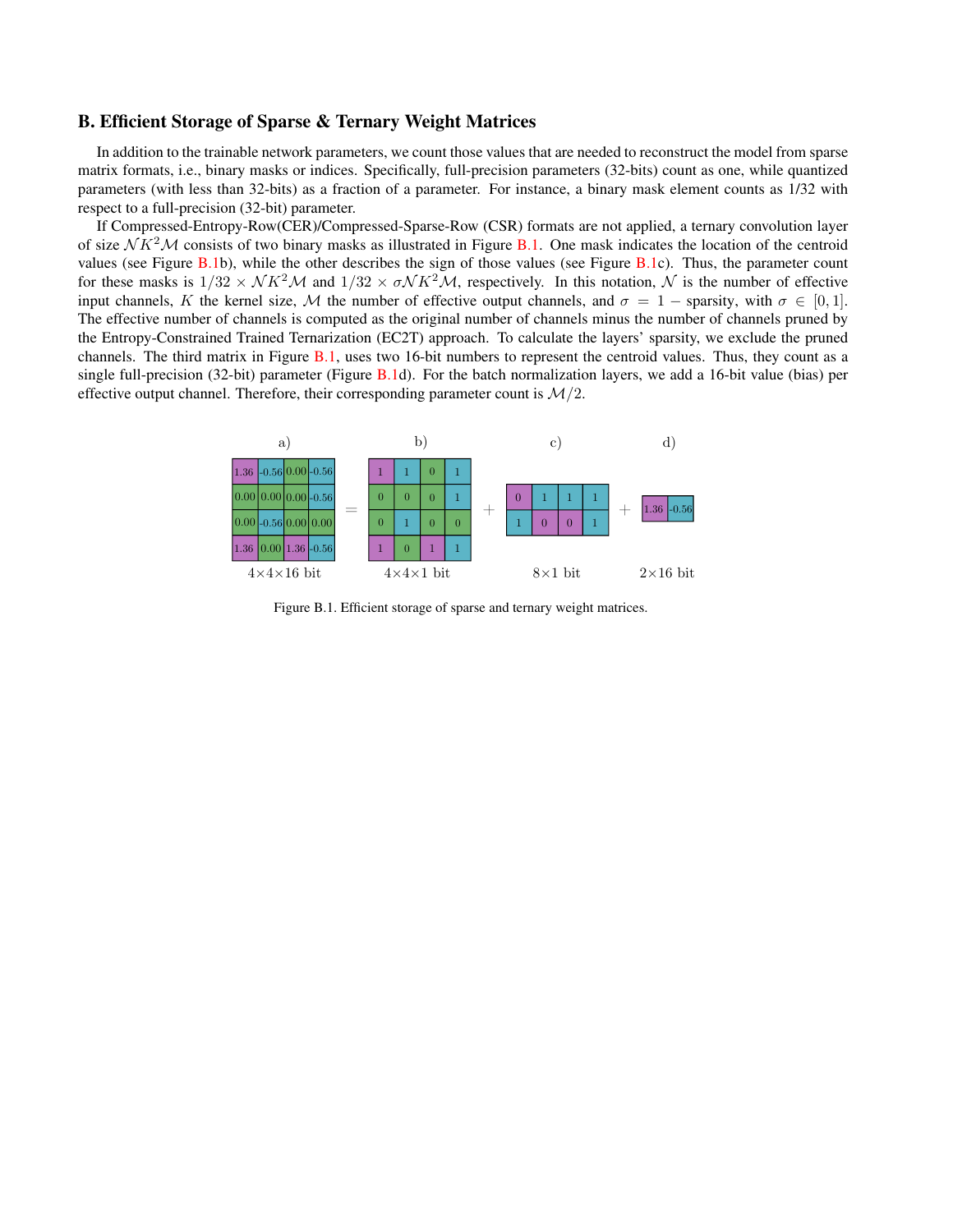## B. Efficient Storage of Sparse & Ternary Weight Matrices

In addition to the trainable network parameters, we count those values that are needed to reconstruct the model from sparse matrix formats, i.e., binary masks or indices. Specifically, full-precision parameters (32-bits) count as one, while quantized parameters (with less than 32-bits) as a fraction of a parameter. For instance, a binary mask element counts as 1/32 with respect to a full-precision (32-bit) parameter.

If Compressed-Entropy-Row(CER)/Compressed-Sparse-Row (CSR) formats are not applied, a ternary convolution layer of size $\mathcal{N}K^2\mathcal{M}$ consists of two binary masks as illustrated in Figure B.1. One mask indicates the location of the centroid values (see Figure B.1b), while the other describes the sign of those values (see Figure B.1c). Thus, the parameter count for these masks is $1/32 \times \mathcal{N}K^2\mathcal{M}$ and $1/32 \times \sigma\mathcal{N}K^2\mathcal{M}$, respectively. In this notation, $\mathcal{N}$ is the number of effective input channels, $K$ the kernel size, $\mathcal{M}$ the number of effective output channels, and $\sigma = 1 - \text{sparsity}$, with $\sigma \in [0, 1]$. The effective number of channels is computed as the original number of channels minus the number of channels pruned by the Entropy-Constrained Trained Ternarization (EC2T) approach. To calculate the layers' sparsity, we exclude the pruned channels. The third matrix in Figure B.1, uses two 16-bit numbers to represent the centroid values. Thus, they count as a single full-precision (32-bit) parameter (Figure B.1d). For the batch normalization layers, we add a 16-bit value (bias) per effective output channel. Therefore, their corresponding parameter count is $\mathcal{M}/2$.

$$
\underset{\text{a) } 4\times4\times16 \text{ bit}}{\begin{bmatrix} 1.36 & -0.56 & 0.00 & -0.56 \\ 0.00 & 0.00 & 0.00 & -0.56 \\ 0.00 & -0.56 & 0.00 & 0.00 \\ 1.36 & 0.00 & 1.36 & -0.56 \end{bmatrix}}
=
\underset{\text{b) } 4\times4\times1 \text{ bit}}{\begin{bmatrix} 1 & 1 & 0 & 1 \\ 0 & 0 & 0 & 1 \\ 0 & 1 & 0 & 0 \\ 1 & 0 & 1 & 1 \end{bmatrix}}
+
\underset{\text{c) } 8\times1 \text{ bit}}{\begin{bmatrix} 0 & 1 & 1 & 1 \\ 1 & 0 & 0 & 1 \end{bmatrix}}
+
\underset{\text{d) } 2\times16 \text{ bit}}{\begin{bmatrix} 1.36 & -0.56 \end{bmatrix}}
$$

Figure B.1. Efficient storage of sparse and ternary weight matrices.